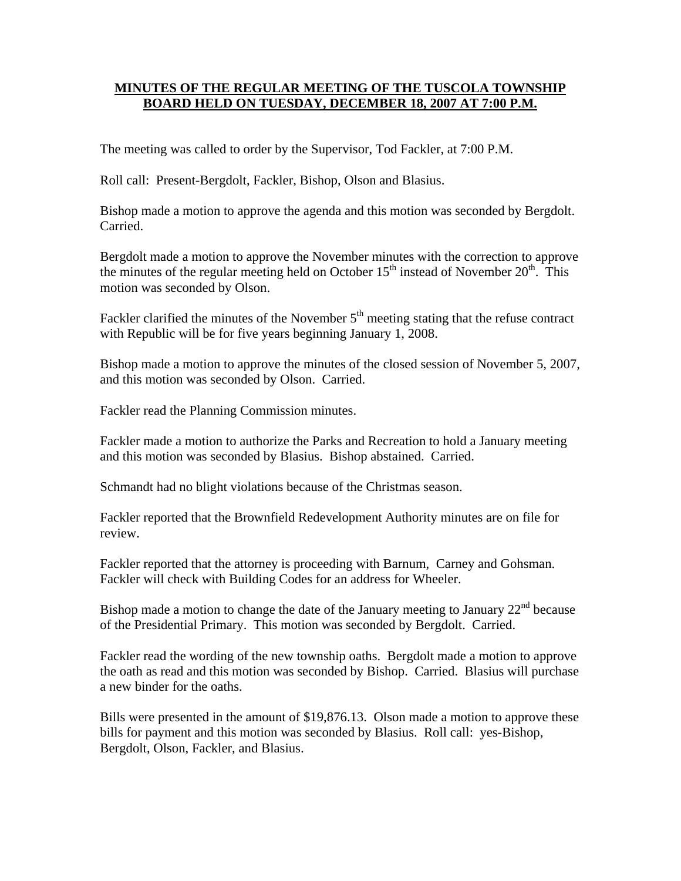# MINUTES OF THE REGULAR MEETING OF THE TUSCOLA TOWNSHIP BOARD HELD ON TUESDAY, DECEMBER 18, 2007 AT 7:00 P.M.

The meeting was called to order by the Supervisor, Tod Fackler, at 7:00 P.M.

Roll call: Present-Bergdolt, Fackler, Bishop, Olson and Blasius.

Bishop made a motion to approve the agenda and this motion was seconded by Bergdolt. Carried.

Bergdolt made a motion to approve the November minutes with the correction to approve the minutes of the regular meeting held on October 15th instead of November 20th. This motion was seconded by Olson.

Fackler clarified the minutes of the November 5th meeting stating that the refuse contract with Republic will be for five years beginning January 1, 2008.

Bishop made a motion to approve the minutes of the closed session of November 5, 2007, and this motion was seconded by Olson. Carried.

Fackler read the Planning Commission minutes.

Fackler made a motion to authorize the Parks and Recreation to hold a January meeting and this motion was seconded by Blasius. Bishop abstained. Carried.

Schmandt had no blight violations because of the Christmas season.

Fackler reported that the Brownfield Redevelopment Authority minutes are on file for review.

Fackler reported that the attorney is proceeding with Barnum, Carney and Gohsman. Fackler will check with Building Codes for an address for Wheeler.

Bishop made a motion to change the date of the January meeting to January 22nd because of the Presidential Primary. This motion was seconded by Bergdolt. Carried.

Fackler read the wording of the new township oaths. Bergdolt made a motion to approve the oath as read and this motion was seconded by Bishop. Carried. Blasius will purchase a new binder for the oaths.

Bills were presented in the amount of $19,876.13. Olson made a motion to approve these bills for payment and this motion was seconded by Blasius. Roll call: yes-Bishop, Bergdolt, Olson, Fackler, and Blasius.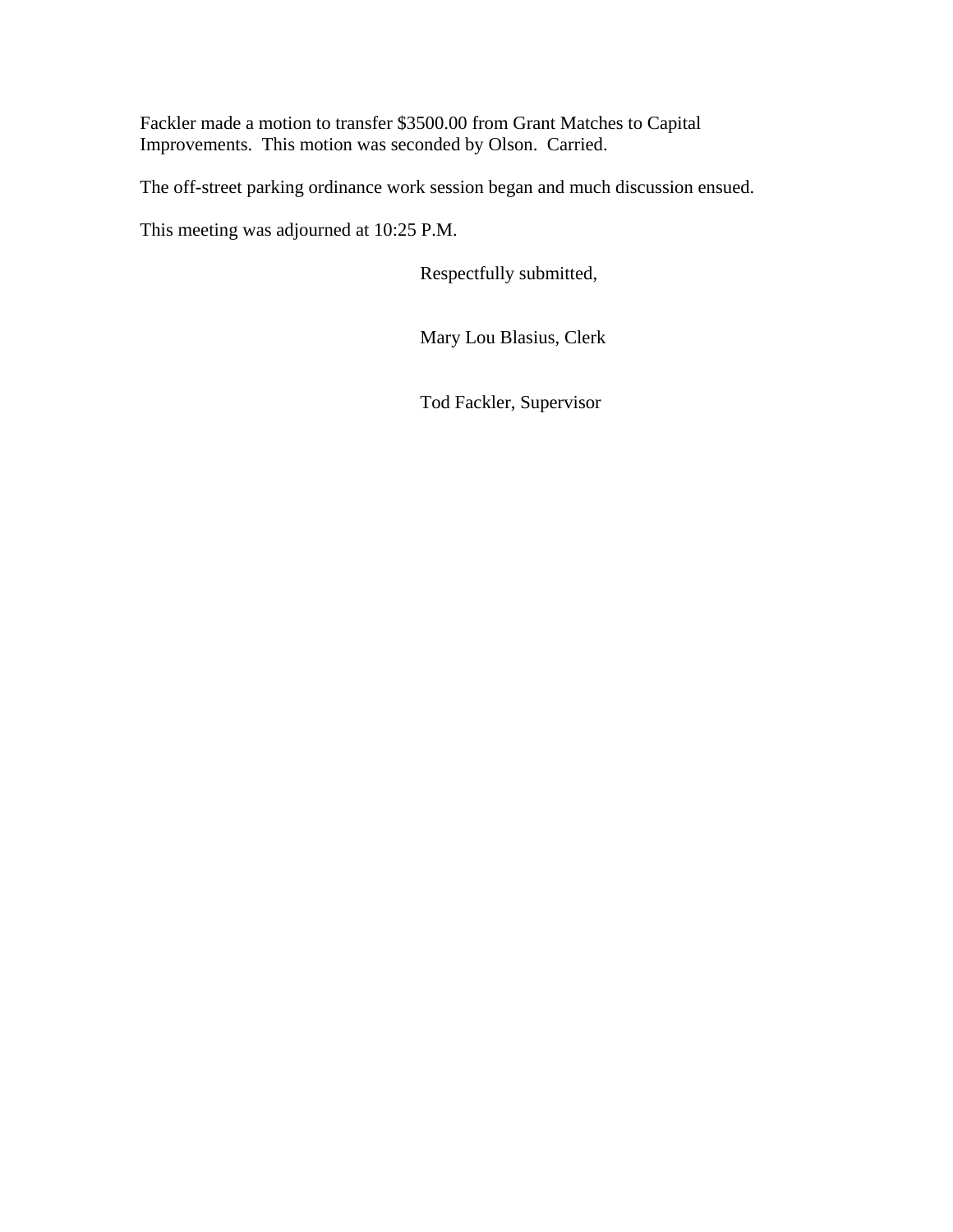Fackler made a motion to transfer $3500.00 from Grant Matches to Capital Improvements. This motion was seconded by Olson. Carried.

The off-street parking ordinance work session began and much discussion ensued.

This meeting was adjourned at 10:25 P.M.

Respectfully submitted,

Mary Lou Blasius, Clerk

Tod Fackler, Supervisor